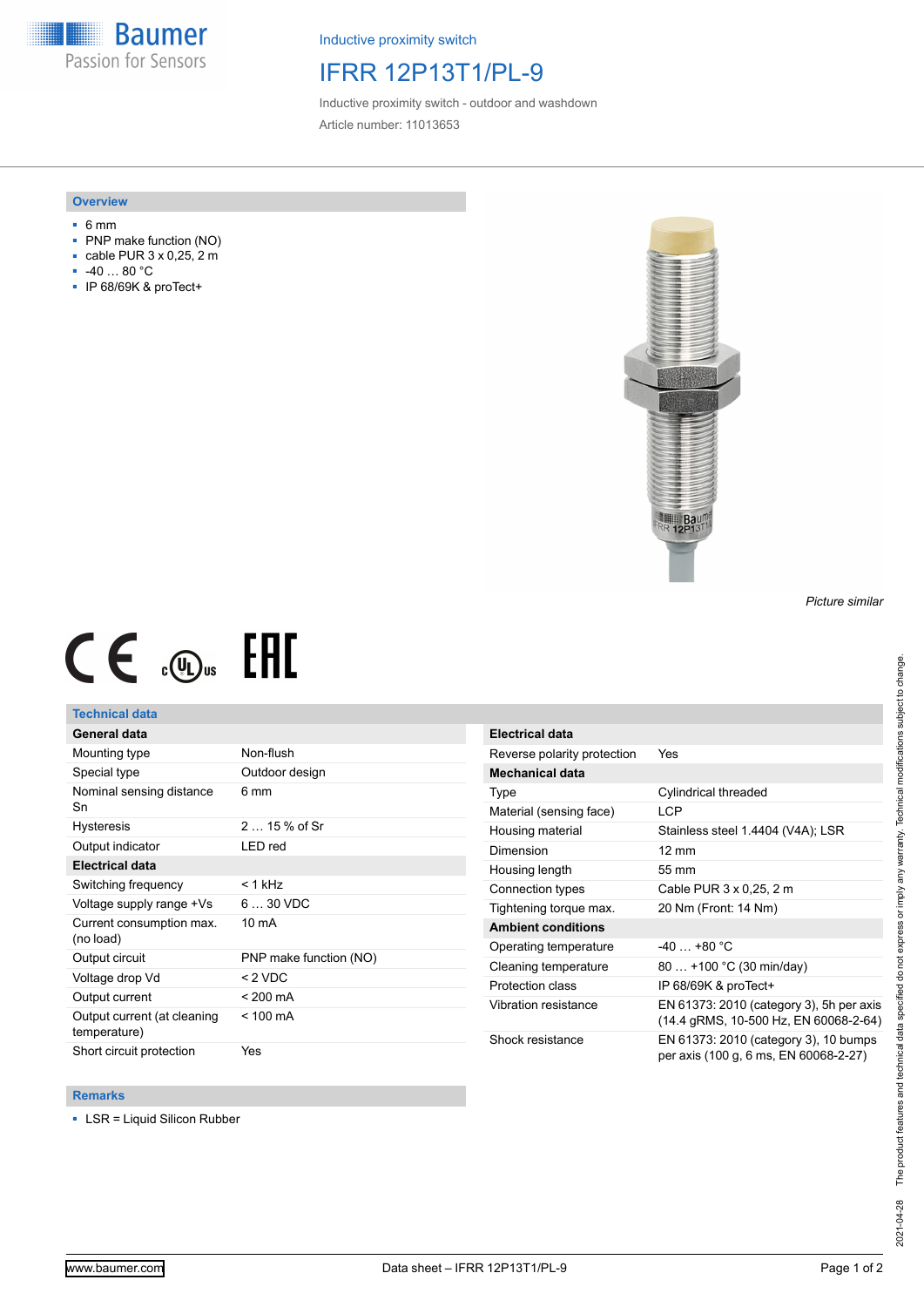Inductive proximity switch

# IFRR 12P13T1/PL-9

Inductive proximity switch - outdoor and washdown

Article number: 11013653

## Overview

- 6 mm
- PNP make function (NO)
- cable PUR 3 x 0,25, 2 m
- -40 … 80 °C
- IP 68/69K & proTect+

*Picture similar*

## Technical data

| General data | |
|---|---|
| Mounting type | Non-flush |
| Special type | Outdoor design |
| Nominal sensing distance Sn | 6 mm |
| Hysteresis | 2 … 15 % of Sr |
| Output indicator | LED red |
| **Electrical data** | |
| Switching frequency | < 1 kHz |
| Voltage supply range +Vs | 6 … 30 VDC |
| Current consumption max. (no load) | 10 mA |
| Output circuit | PNP make function (NO) |
| Voltage drop Vd | < 2 VDC |
| Output current | < 200 mA |
| Output current (at cleaning temperature) | < 100 mA |
| Short circuit protection | Yes |

| Electrical data | |
|---|---|
| Reverse polarity protection | Yes |
| **Mechanical data** | |
| Type | Cylindrical threaded |
| Material (sensing face) | LCP |
| Housing material | Stainless steel 1.4404 (V4A); LSR |
| Dimension | 12 mm |
| Housing length | 55 mm |
| Connection types | Cable PUR 3 x 0,25, 2 m |
| Tightening torque max. | 20 Nm (Front: 14 Nm) |
| **Ambient conditions** | |
| Operating temperature | -40 … +80 °C |
| Cleaning temperature | 80 … +100 °C (30 min/day) |
| Protection class | IP 68/69K & proTect+ |
| Vibration resistance | EN 61373: 2010 (category 3), 5h per axis (14.4 gRMS, 10-500 Hz, EN 60068-2-64) |
| Shock resistance | EN 61373: 2010 (category 3), 10 bumps per axis (100 g, 6 ms, EN 60068-2-27) |

## Remarks

- LSR = Liquid Silicon Rubber

2021-04-28 The product features and technical data specified do not express or imply any warranty. Technical modifications subject to change.

www.baumer.com Data sheet – IFRR 12P13T1/PL-9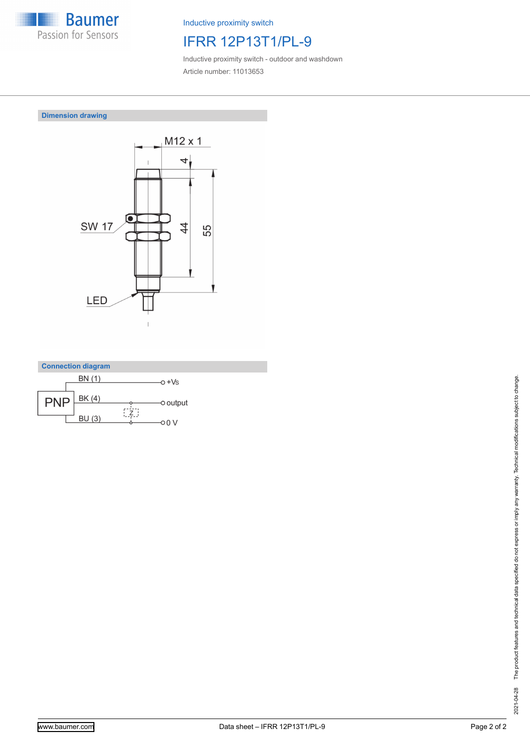Inductive proximity switch

# IFRR 12P13T1/PL-9

Inductive proximity switch - outdoor and washdown

Article number: 11013653

## Dimension drawing

M12 x 1

4

44

55

SW 17

LED

## Connection diagram

PNP

BN (1)

BK (4)

BU (3)

+Vs

output

0 V

Z

2021-04-28 The product features and technical data specified do not express or imply any warranty. Technical modifications subject to change.

www.baumer.com